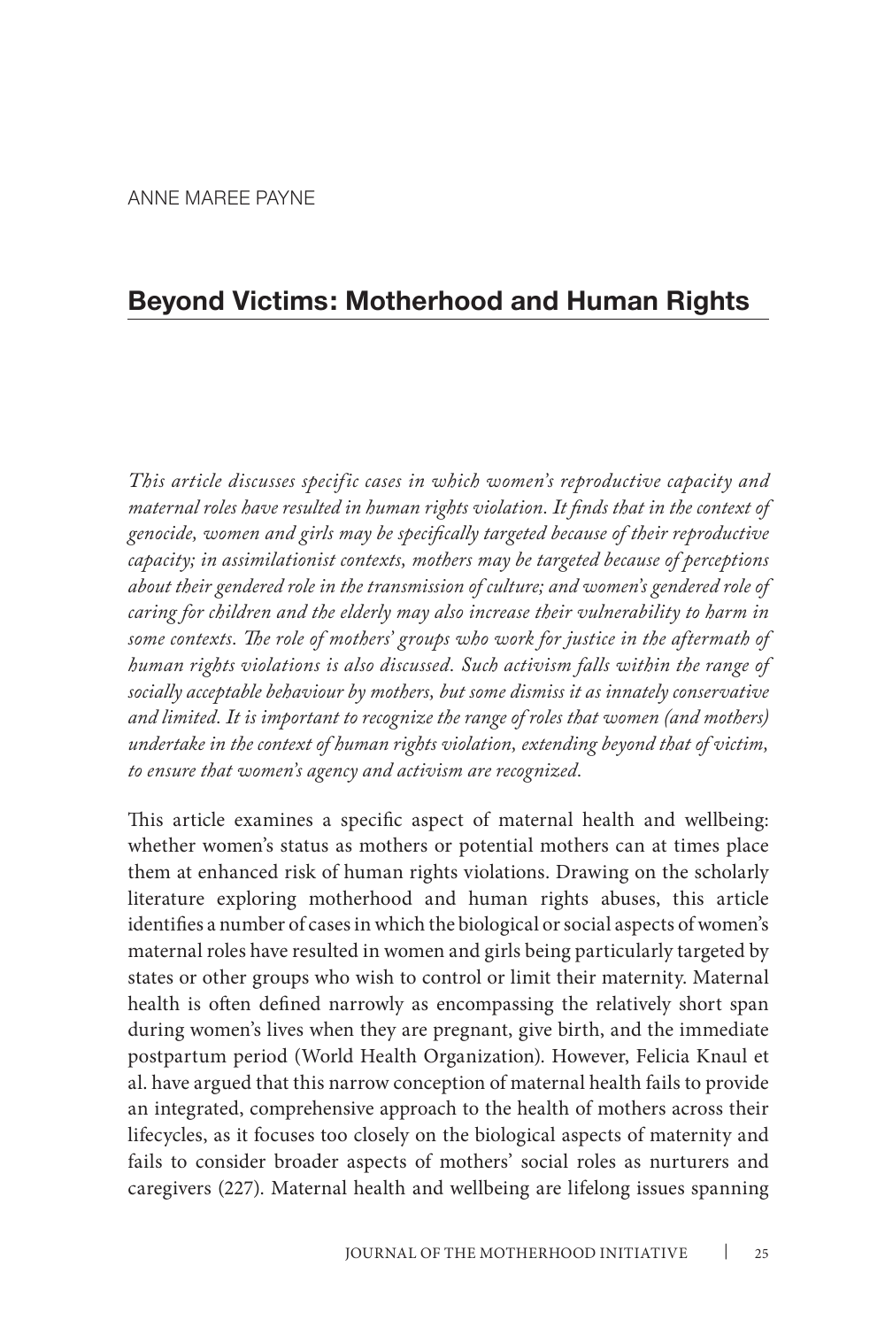ANNE MAREE PAYNE

# Beyond Victims: Motherhood and Human Rights

*This article discusses specific cases in which women's reproductive capacity and maternal roles have resulted in human rights violation. It finds that in the context of genocide, women and girls may be specifically targeted because of their reproductive capacity; in assimilationist contexts, mothers may be targeted because of perceptions about their gendered role in the transmission of culture; and women's gendered role of caring for children and the elderly may also increase their vulnerability to harm in some contexts. The role of mothers' groups who work for justice in the aftermath of human rights violations is also discussed. Such activism falls within the range of socially acceptable behaviour by mothers, but some dismiss it as innately conservative and limited. It is important to recognize the range of roles that women (and mothers) undertake in the context of human rights violation, extending beyond that of victim, to ensure that women's agency and activism are recognized.*

This article examines a specific aspect of maternal health and wellbeing: whether women's status as mothers or potential mothers can at times place them at enhanced risk of human rights violations. Drawing on the scholarly literature exploring motherhood and human rights abuses, this article identifies a number of cases in which the biological or social aspects of women's maternal roles have resulted in women and girls being particularly targeted by states or other groups who wish to control or limit their maternity. Maternal health is often defined narrowly as encompassing the relatively short span during women's lives when they are pregnant, give birth, and the immediate postpartum period (World Health Organization). However, Felicia Knaul et al. have argued that this narrow conception of maternal health fails to provide an integrated, comprehensive approach to the health of mothers across their lifecycles, as it focuses too closely on the biological aspects of maternity and fails to consider broader aspects of mothers' social roles as nurturers and caregivers (227). Maternal health and wellbeing are lifelong issues spanning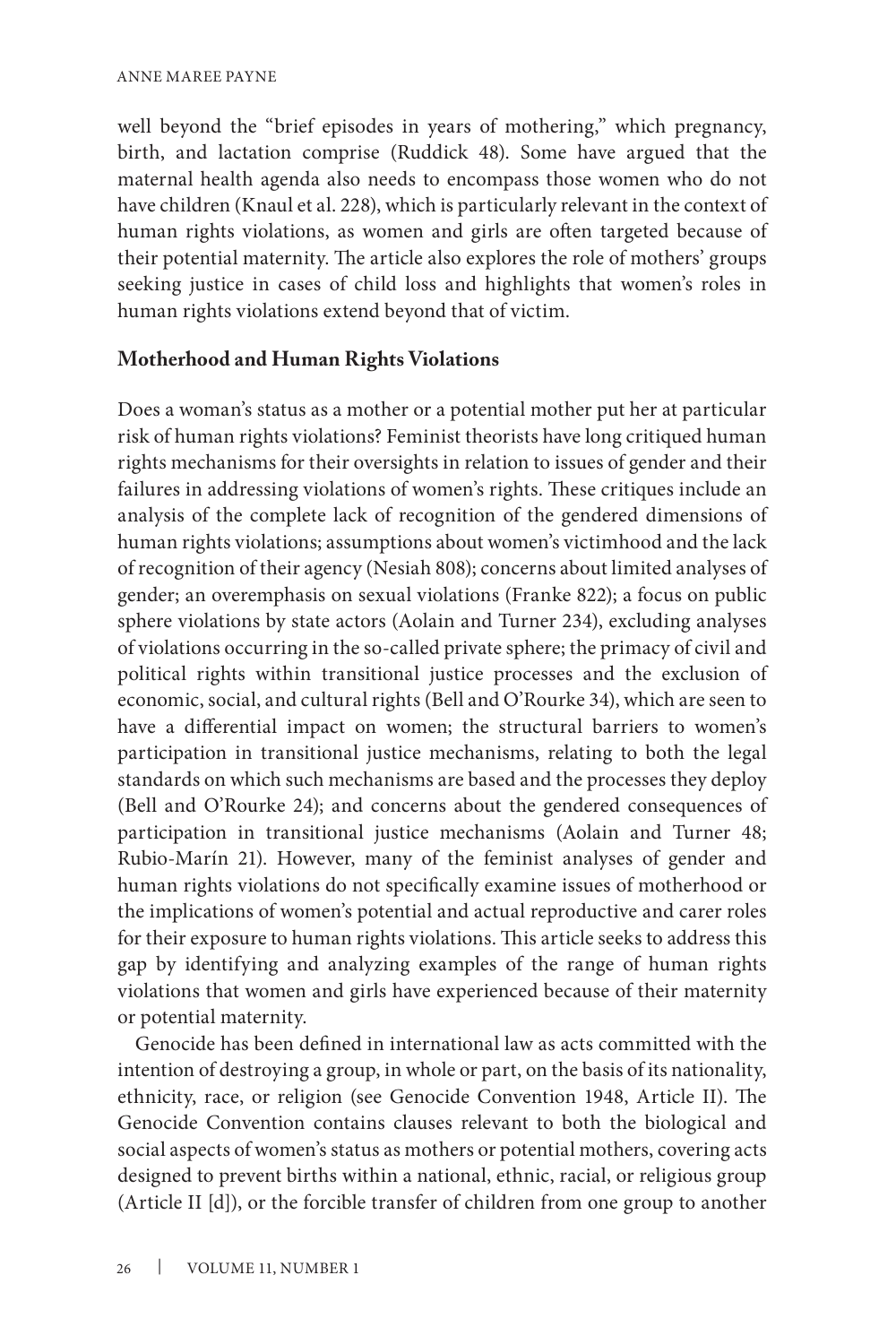well beyond the "brief episodes in years of mothering," which pregnancy, birth, and lactation comprise (Ruddick 48). Some have argued that the maternal health agenda also needs to encompass those women who do not have children (Knaul et al. 228), which is particularly relevant in the context of human rights violations, as women and girls are often targeted because of their potential maternity. The article also explores the role of mothers' groups seeking justice in cases of child loss and highlights that women's roles in human rights violations extend beyond that of victim.

## Motherhood and Human Rights Violations

Does a woman's status as a mother or a potential mother put her at particular risk of human rights violations? Feminist theorists have long critiqued human rights mechanisms for their oversights in relation to issues of gender and their failures in addressing violations of women's rights. These critiques include an analysis of the complete lack of recognition of the gendered dimensions of human rights violations; assumptions about women's victimhood and the lack of recognition of their agency (Nesiah 808); concerns about limited analyses of gender; an overemphasis on sexual violations (Franke 822); a focus on public sphere violations by state actors (Aolain and Turner 234), excluding analyses of violations occurring in the so-called private sphere; the primacy of civil and political rights within transitional justice processes and the exclusion of economic, social, and cultural rights (Bell and O'Rourke 34), which are seen to have a differential impact on women; the structural barriers to women's participation in transitional justice mechanisms, relating to both the legal standards on which such mechanisms are based and the processes they deploy (Bell and O'Rourke 24); and concerns about the gendered consequences of participation in transitional justice mechanisms (Aolain and Turner 48; Rubio-Marín 21). However, many of the feminist analyses of gender and human rights violations do not specifically examine issues of motherhood or the implications of women's potential and actual reproductive and carer roles for their exposure to human rights violations. This article seeks to address this gap by identifying and analyzing examples of the range of human rights violations that women and girls have experienced because of their maternity or potential maternity.

Genocide has been defined in international law as acts committed with the intention of destroying a group, in whole or part, on the basis of its nationality, ethnicity, race, or religion (see Genocide Convention 1948, Article II). The Genocide Convention contains clauses relevant to both the biological and social aspects of women's status as mothers or potential mothers, covering acts designed to prevent births within a national, ethnic, racial, or religious group (Article II [d]), or the forcible transfer of children from one group to another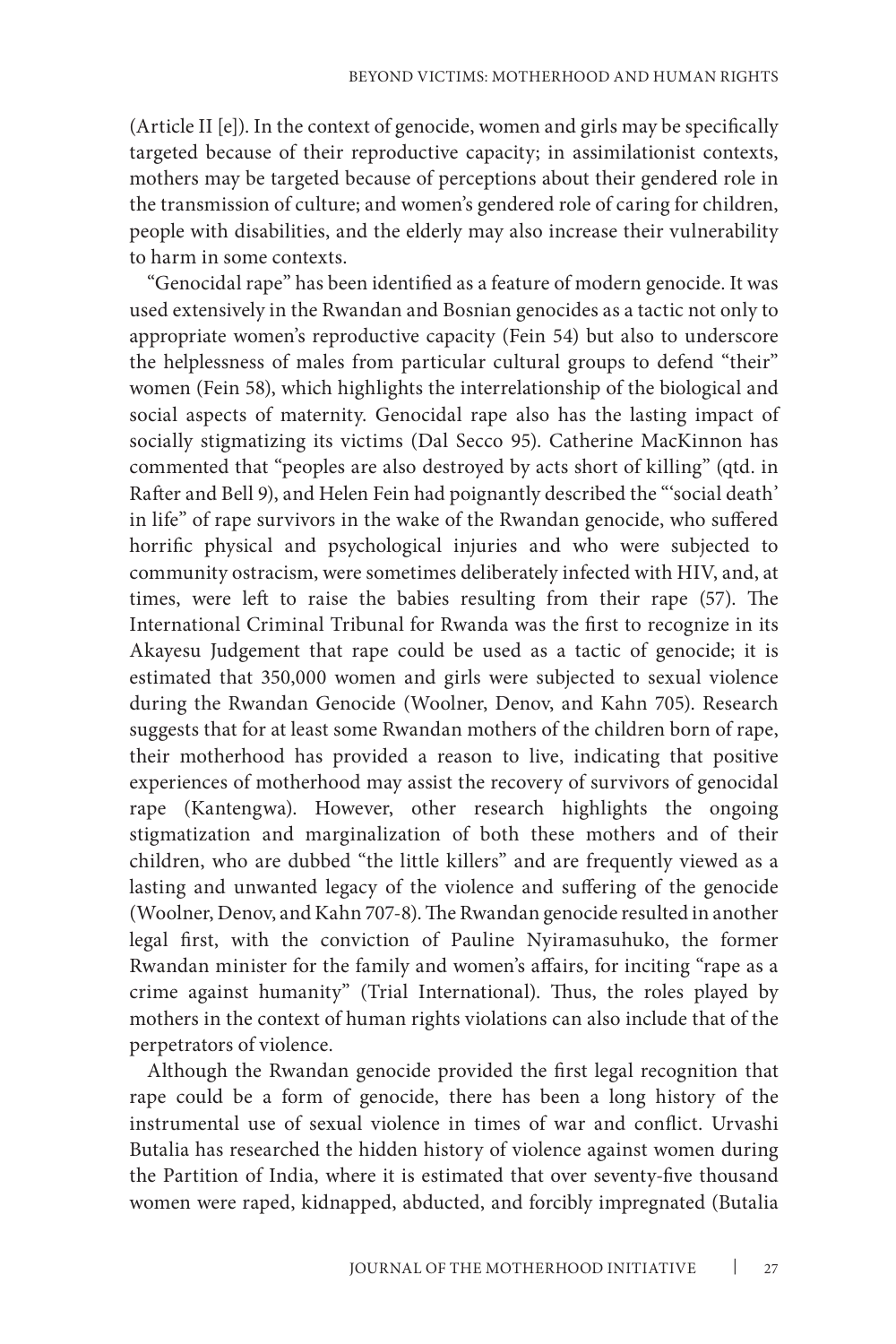(Article II [e]). In the context of genocide, women and girls may be specifically targeted because of their reproductive capacity; in assimilationist contexts, mothers may be targeted because of perceptions about their gendered role in the transmission of culture; and women's gendered role of caring for children, people with disabilities, and the elderly may also increase their vulnerability to harm in some contexts.

"Genocidal rape" has been identified as a feature of modern genocide. It was used extensively in the Rwandan and Bosnian genocides as a tactic not only to appropriate women's reproductive capacity (Fein 54) but also to underscore the helplessness of males from particular cultural groups to defend "their" women (Fein 58), which highlights the interrelationship of the biological and social aspects of maternity. Genocidal rape also has the lasting impact of socially stigmatizing its victims (Dal Secco 95). Catherine MacKinnon has commented that "peoples are also destroyed by acts short of killing" (qtd. in Rafter and Bell 9), and Helen Fein had poignantly described the "'social death' in life" of rape survivors in the wake of the Rwandan genocide, who suffered horrific physical and psychological injuries and who were subjected to community ostracism, were sometimes deliberately infected with HIV, and, at times, were left to raise the babies resulting from their rape (57). The International Criminal Tribunal for Rwanda was the first to recognize in its Akayesu Judgement that rape could be used as a tactic of genocide; it is estimated that 350,000 women and girls were subjected to sexual violence during the Rwandan Genocide (Woolner, Denov, and Kahn 705). Research suggests that for at least some Rwandan mothers of the children born of rape, their motherhood has provided a reason to live, indicating that positive experiences of motherhood may assist the recovery of survivors of genocidal rape (Kantengwa). However, other research highlights the ongoing stigmatization and marginalization of both these mothers and of their children, who are dubbed "the little killers" and are frequently viewed as a lasting and unwanted legacy of the violence and suffering of the genocide (Woolner, Denov, and Kahn 707-8). The Rwandan genocide resulted in another legal first, with the conviction of Pauline Nyiramasuhuko, the former Rwandan minister for the family and women's affairs, for inciting "rape as a crime against humanity" (Trial International). Thus, the roles played by mothers in the context of human rights violations can also include that of the perpetrators of violence.

Although the Rwandan genocide provided the first legal recognition that rape could be a form of genocide, there has been a long history of the instrumental use of sexual violence in times of war and conflict. Urvashi Butalia has researched the hidden history of violence against women during the Partition of India, where it is estimated that over seventy-five thousand women were raped, kidnapped, abducted, and forcibly impregnated (Butalia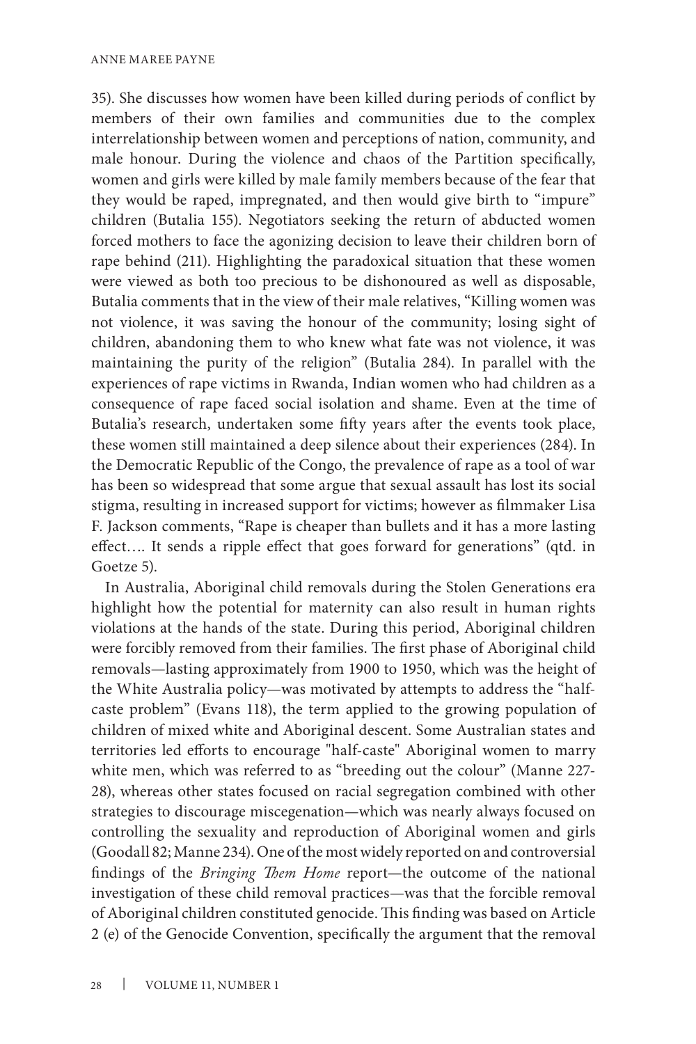35). She discusses how women have been killed during periods of conflict by members of their own families and communities due to the complex interrelationship between women and perceptions of nation, community, and male honour. During the violence and chaos of the Partition specifically, women and girls were killed by male family members because of the fear that they would be raped, impregnated, and then would give birth to "impure" children (Butalia 155). Negotiators seeking the return of abducted women forced mothers to face the agonizing decision to leave their children born of rape behind (211). Highlighting the paradoxical situation that these women were viewed as both too precious to be dishonoured as well as disposable, Butalia comments that in the view of their male relatives, "Killing women was not violence, it was saving the honour of the community; losing sight of children, abandoning them to who knew what fate was not violence, it was maintaining the purity of the religion" (Butalia 284). In parallel with the experiences of rape victims in Rwanda, Indian women who had children as a consequence of rape faced social isolation and shame. Even at the time of Butalia's research, undertaken some fifty years after the events took place, these women still maintained a deep silence about their experiences (284). In the Democratic Republic of the Congo, the prevalence of rape as a tool of war has been so widespread that some argue that sexual assault has lost its social stigma, resulting in increased support for victims; however as filmmaker Lisa F. Jackson comments, "Rape is cheaper than bullets and it has a more lasting effect…. It sends a ripple effect that goes forward for generations" (qtd. in Goetze 5).

In Australia, Aboriginal child removals during the Stolen Generations era highlight how the potential for maternity can also result in human rights violations at the hands of the state. During this period, Aboriginal children were forcibly removed from their families. The first phase of Aboriginal child removals—lasting approximately from 1900 to 1950, which was the height of the White Australia policy—was motivated by attempts to address the "half-caste problem" (Evans 118), the term applied to the growing population of children of mixed white and Aboriginal descent. Some Australian states and territories led efforts to encourage "half-caste" Aboriginal women to marry white men, which was referred to as "breeding out the colour" (Manne 227-28), whereas other states focused on racial segregation combined with other strategies to discourage miscegenation—which was nearly always focused on controlling the sexuality and reproduction of Aboriginal women and girls (Goodall 82; Manne 234). One of the most widely reported on and controversial findings of the *Bringing Them Home* report—the outcome of the national investigation of these child removal practices—was that the forcible removal of Aboriginal children constituted genocide. This finding was based on Article 2 (e) of the Genocide Convention, specifically the argument that the removal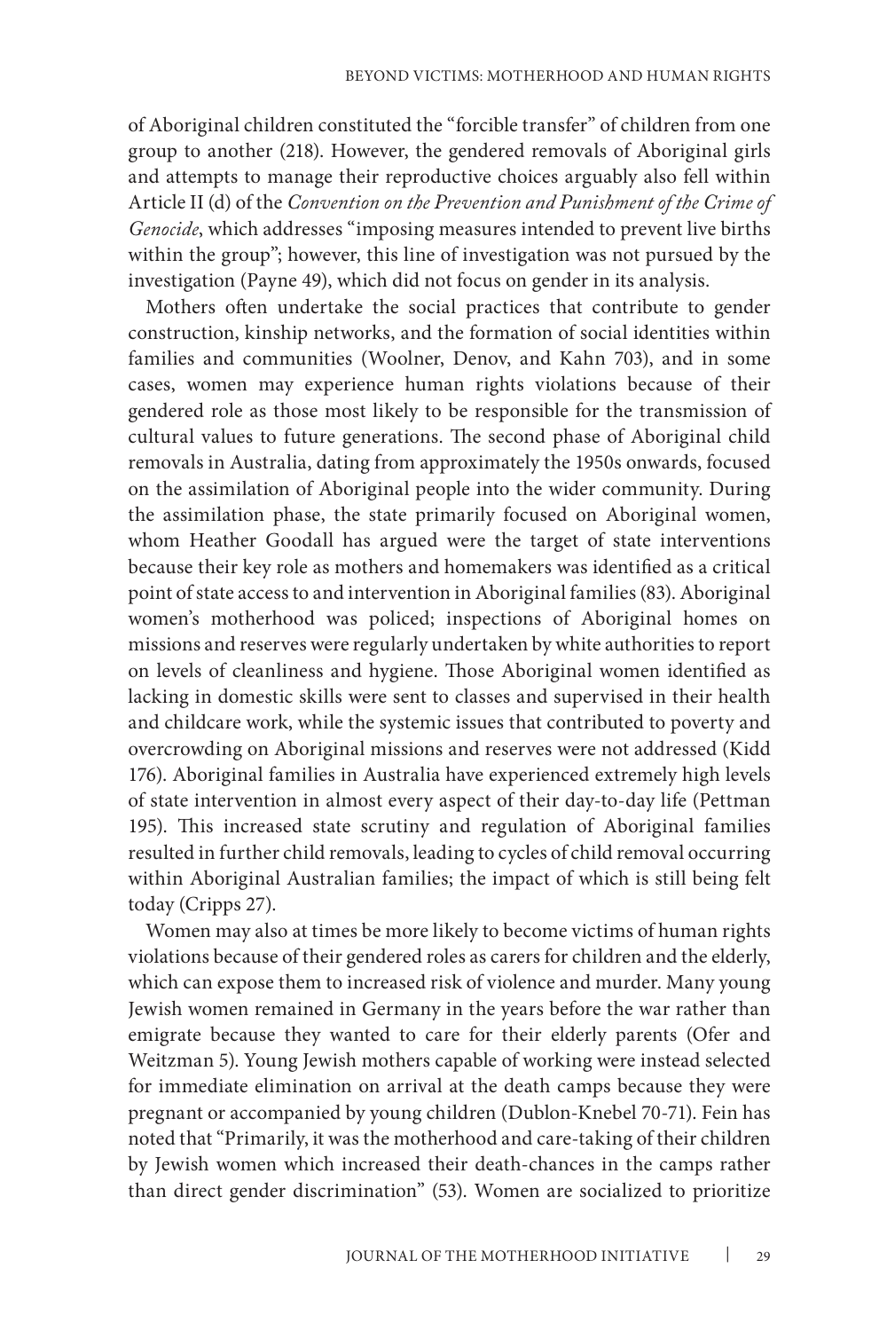of Aboriginal children constituted the "forcible transfer" of children from one group to another (218). However, the gendered removals of Aboriginal girls and attempts to manage their reproductive choices arguably also fell within Article II (d) of the *Convention on the Prevention and Punishment of the Crime of Genocide*, which addresses "imposing measures intended to prevent live births within the group"; however, this line of investigation was not pursued by the investigation (Payne 49), which did not focus on gender in its analysis.

Mothers often undertake the social practices that contribute to gender construction, kinship networks, and the formation of social identities within families and communities (Woolner, Denov, and Kahn 703), and in some cases, women may experience human rights violations because of their gendered role as those most likely to be responsible for the transmission of cultural values to future generations. The second phase of Aboriginal child removals in Australia, dating from approximately the 1950s onwards, focused on the assimilation of Aboriginal people into the wider community. During the assimilation phase, the state primarily focused on Aboriginal women, whom Heather Goodall has argued were the target of state interventions because their key role as mothers and homemakers was identified as a critical point of state access to and intervention in Aboriginal families (83). Aboriginal women's motherhood was policed; inspections of Aboriginal homes on missions and reserves were regularly undertaken by white authorities to report on levels of cleanliness and hygiene. Those Aboriginal women identified as lacking in domestic skills were sent to classes and supervised in their health and childcare work, while the systemic issues that contributed to poverty and overcrowding on Aboriginal missions and reserves were not addressed (Kidd 176). Aboriginal families in Australia have experienced extremely high levels of state intervention in almost every aspect of their day-to-day life (Pettman 195). This increased state scrutiny and regulation of Aboriginal families resulted in further child removals, leading to cycles of child removal occurring within Aboriginal Australian families; the impact of which is still being felt today (Cripps 27).

Women may also at times be more likely to become victims of human rights violations because of their gendered roles as carers for children and the elderly, which can expose them to increased risk of violence and murder. Many young Jewish women remained in Germany in the years before the war rather than emigrate because they wanted to care for their elderly parents (Ofer and Weitzman 5). Young Jewish mothers capable of working were instead selected for immediate elimination on arrival at the death camps because they were pregnant or accompanied by young children (Dublon-Knebel 70-71). Fein has noted that "Primarily, it was the motherhood and care-taking of their children by Jewish women which increased their death-chances in the camps rather than direct gender discrimination" (53). Women are socialized to prioritize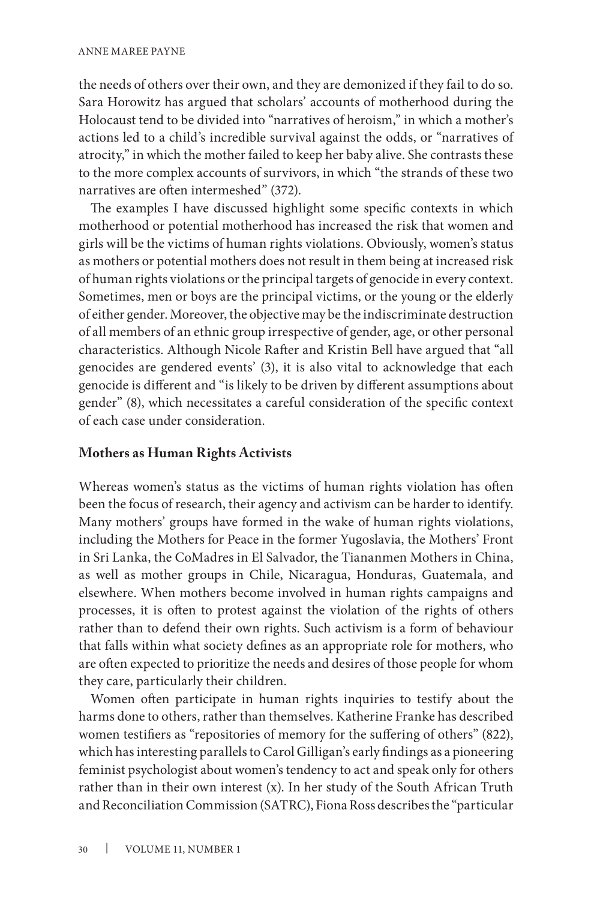the needs of others over their own, and they are demonized if they fail to do so. Sara Horowitz has argued that scholars' accounts of motherhood during the Holocaust tend to be divided into "narratives of heroism," in which a mother's actions led to a child's incredible survival against the odds, or "narratives of atrocity," in which the mother failed to keep her baby alive. She contrasts these to the more complex accounts of survivors, in which "the strands of these two narratives are often intermeshed" (372).

The examples I have discussed highlight some specific contexts in which motherhood or potential motherhood has increased the risk that women and girls will be the victims of human rights violations. Obviously, women's status as mothers or potential mothers does not result in them being at increased risk of human rights violations or the principal targets of genocide in every context. Sometimes, men or boys are the principal victims, or the young or the elderly of either gender. Moreover, the objective may be the indiscriminate destruction of all members of an ethnic group irrespective of gender, age, or other personal characteristics. Although Nicole Rafter and Kristin Bell have argued that "all genocides are gendered events' (3), it is also vital to acknowledge that each genocide is different and "is likely to be driven by different assumptions about gender" (8), which necessitates a careful consideration of the specific context of each case under consideration.

## Mothers as Human Rights Activists

Whereas women's status as the victims of human rights violation has often been the focus of research, their agency and activism can be harder to identify. Many mothers' groups have formed in the wake of human rights violations, including the Mothers for Peace in the former Yugoslavia, the Mothers' Front in Sri Lanka, the CoMadres in El Salvador, the Tiananmen Mothers in China, as well as mother groups in Chile, Nicaragua, Honduras, Guatemala, and elsewhere. When mothers become involved in human rights campaigns and processes, it is often to protest against the violation of the rights of others rather than to defend their own rights. Such activism is a form of behaviour that falls within what society defines as an appropriate role for mothers, who are often expected to prioritize the needs and desires of those people for whom they care, particularly their children.

Women often participate in human rights inquiries to testify about the harms done to others, rather than themselves. Katherine Franke has described women testifiers as "repositories of memory for the suffering of others" (822), which has interesting parallels to Carol Gilligan's early findings as a pioneering feminist psychologist about women's tendency to act and speak only for others rather than in their own interest (x). In her study of the South African Truth and Reconciliation Commission (SATRC), Fiona Ross describes the "particular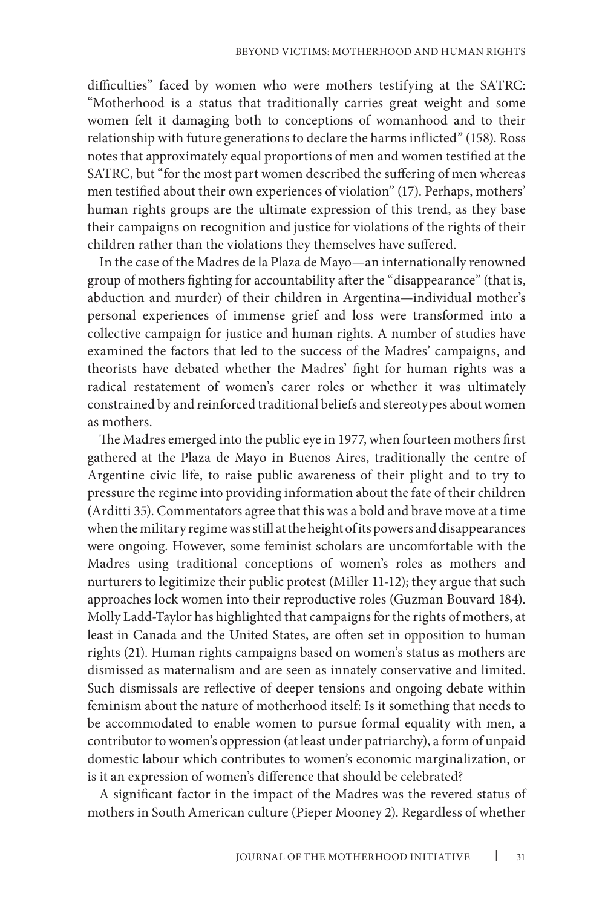difficulties" faced by women who were mothers testifying at the SATRC: "Motherhood is a status that traditionally carries great weight and some women felt it damaging both to conceptions of womanhood and to their relationship with future generations to declare the harms inflicted" (158). Ross notes that approximately equal proportions of men and women testified at the SATRC, but "for the most part women described the suffering of men whereas men testified about their own experiences of violation" (17). Perhaps, mothers' human rights groups are the ultimate expression of this trend, as they base their campaigns on recognition and justice for violations of the rights of their children rather than the violations they themselves have suffered.

In the case of the Madres de la Plaza de Mayo—an internationally renowned group of mothers fighting for accountability after the "disappearance" (that is, abduction and murder) of their children in Argentina—individual mother's personal experiences of immense grief and loss were transformed into a collective campaign for justice and human rights. A number of studies have examined the factors that led to the success of the Madres' campaigns, and theorists have debated whether the Madres' fight for human rights was a radical restatement of women's carer roles or whether it was ultimately constrained by and reinforced traditional beliefs and stereotypes about women as mothers.

The Madres emerged into the public eye in 1977, when fourteen mothers first gathered at the Plaza de Mayo in Buenos Aires, traditionally the centre of Argentine civic life, to raise public awareness of their plight and to try to pressure the regime into providing information about the fate of their children (Arditti 35). Commentators agree that this was a bold and brave move at a time when the military regime was still at the height of its powers and disappearances were ongoing. However, some feminist scholars are uncomfortable with the Madres using traditional conceptions of women's roles as mothers and nurturers to legitimize their public protest (Miller 11-12); they argue that such approaches lock women into their reproductive roles (Guzman Bouvard 184). Molly Ladd-Taylor has highlighted that campaigns for the rights of mothers, at least in Canada and the United States, are often set in opposition to human rights (21). Human rights campaigns based on women's status as mothers are dismissed as maternalism and are seen as innately conservative and limited. Such dismissals are reflective of deeper tensions and ongoing debate within feminism about the nature of motherhood itself: Is it something that needs to be accommodated to enable women to pursue formal equality with men, a contributor to women's oppression (at least under patriarchy), a form of unpaid domestic labour which contributes to women's economic marginalization, or is it an expression of women's difference that should be celebrated?

A significant factor in the impact of the Madres was the revered status of mothers in South American culture (Pieper Mooney 2). Regardless of whether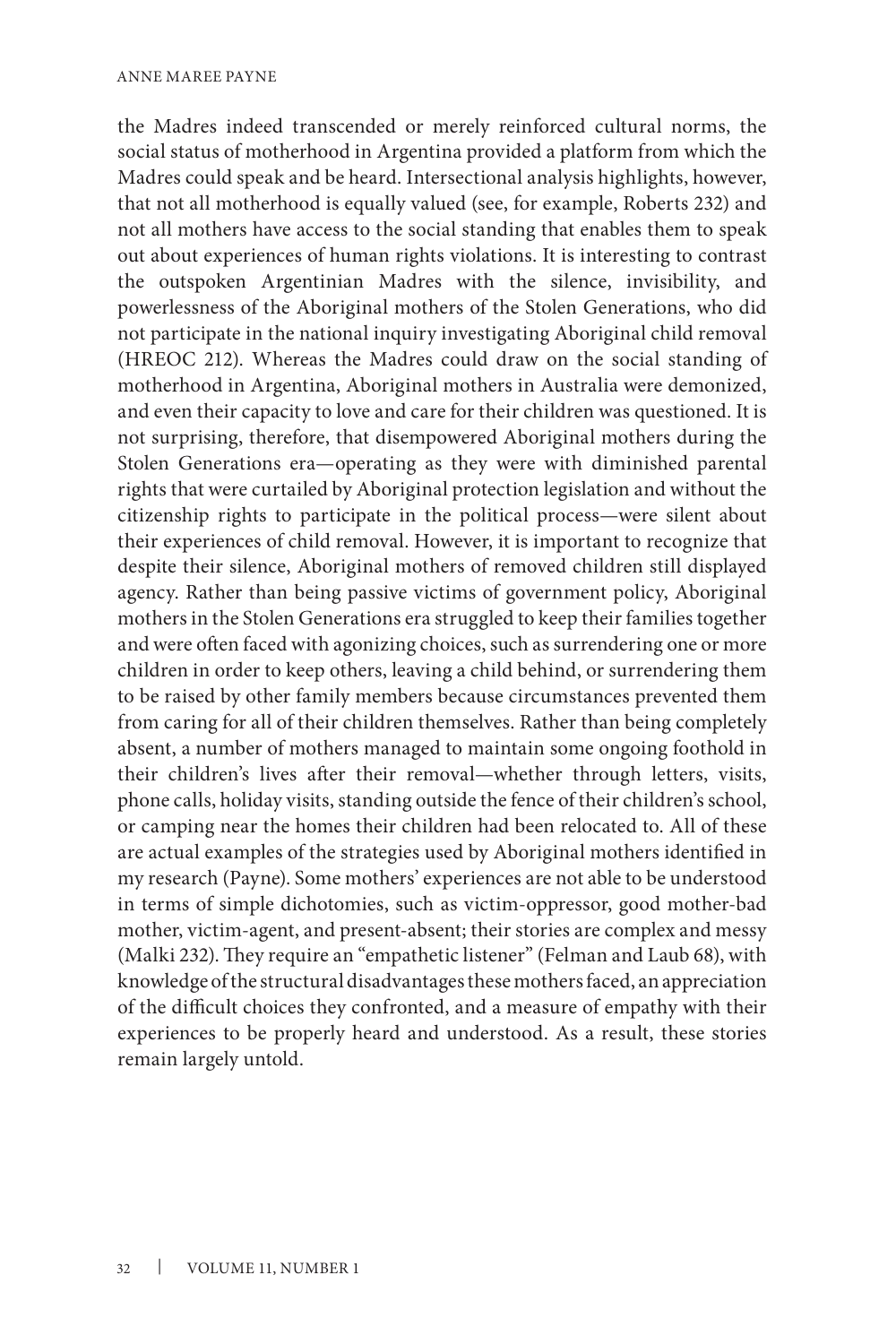the Madres indeed transcended or merely reinforced cultural norms, the social status of motherhood in Argentina provided a platform from which the Madres could speak and be heard. Intersectional analysis highlights, however, that not all motherhood is equally valued (see, for example, Roberts 232) and not all mothers have access to the social standing that enables them to speak out about experiences of human rights violations. It is interesting to contrast the outspoken Argentinian Madres with the silence, invisibility, and powerlessness of the Aboriginal mothers of the Stolen Generations, who did not participate in the national inquiry investigating Aboriginal child removal (HREOC 212). Whereas the Madres could draw on the social standing of motherhood in Argentina, Aboriginal mothers in Australia were demonized, and even their capacity to love and care for their children was questioned. It is not surprising, therefore, that disempowered Aboriginal mothers during the Stolen Generations era—operating as they were with diminished parental rights that were curtailed by Aboriginal protection legislation and without the citizenship rights to participate in the political process—were silent about their experiences of child removal. However, it is important to recognize that despite their silence, Aboriginal mothers of removed children still displayed agency. Rather than being passive victims of government policy, Aboriginal mothers in the Stolen Generations era struggled to keep their families together and were often faced with agonizing choices, such as surrendering one or more children in order to keep others, leaving a child behind, or surrendering them to be raised by other family members because circumstances prevented them from caring for all of their children themselves. Rather than being completely absent, a number of mothers managed to maintain some ongoing foothold in their children's lives after their removal—whether through letters, visits, phone calls, holiday visits, standing outside the fence of their children's school, or camping near the homes their children had been relocated to. All of these are actual examples of the strategies used by Aboriginal mothers identified in my research (Payne). Some mothers' experiences are not able to be understood in terms of simple dichotomies, such as victim-oppressor, good mother-bad mother, victim-agent, and present-absent; their stories are complex and messy (Malki 232). They require an "empathetic listener" (Felman and Laub 68), with knowledge of the structural disadvantages these mothers faced, an appreciation of the difficult choices they confronted, and a measure of empathy with their experiences to be properly heard and understood. As a result, these stories remain largely untold.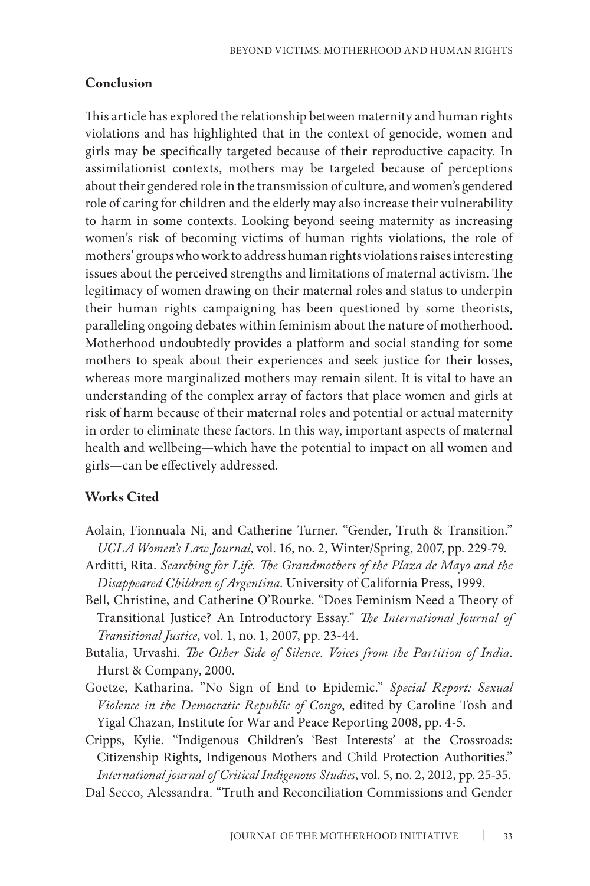## Conclusion

This article has explored the relationship between maternity and human rights violations and has highlighted that in the context of genocide, women and girls may be specifically targeted because of their reproductive capacity. In assimilationist contexts, mothers may be targeted because of perceptions about their gendered role in the transmission of culture, and women's gendered role of caring for children and the elderly may also increase their vulnerability to harm in some contexts. Looking beyond seeing maternity as increasing women's risk of becoming victims of human rights violations, the role of mothers' groups who work to address human rights violations raises interesting issues about the perceived strengths and limitations of maternal activism. The legitimacy of women drawing on their maternal roles and status to underpin their human rights campaigning has been questioned by some theorists, paralleling ongoing debates within feminism about the nature of motherhood. Motherhood undoubtedly provides a platform and social standing for some mothers to speak about their experiences and seek justice for their losses, whereas more marginalized mothers may remain silent. It is vital to have an understanding of the complex array of factors that place women and girls at risk of harm because of their maternal roles and potential or actual maternity in order to eliminate these factors. In this way, important aspects of maternal health and wellbeing—which have the potential to impact on all women and girls—can be effectively addressed.

## Works Cited

Aolain, Fionnuala Ni, and Catherine Turner. "Gender, Truth & Transition." *UCLA Women's Law Journal*, vol. 16, no. 2, Winter/Spring, 2007, pp. 229-79.

Arditti, Rita. *Searching for Life. The Grandmothers of the Plaza de Mayo and the Disappeared Children of Argentina*. University of California Press, 1999.

Bell, Christine, and Catherine O'Rourke. "Does Feminism Need a Theory of Transitional Justice? An Introductory Essay." *The International Journal of Transitional Justice*, vol. 1, no. 1, 2007, pp. 23-44.

Butalia, Urvashi. *The Other Side of Silence. Voices from the Partition of India*. Hurst & Company, 2000.

Goetze, Katharina. "No Sign of End to Epidemic." *Special Report: Sexual Violence in the Democratic Republic of Congo*, edited by Caroline Tosh and Yigal Chazan, Institute for War and Peace Reporting 2008, pp. 4-5.

Cripps, Kylie. "Indigenous Children's 'Best Interests' at the Crossroads: Citizenship Rights, Indigenous Mothers and Child Protection Authorities." *International journal of Critical Indigenous Studies*, vol. 5, no. 2, 2012, pp. 25-35.

Dal Secco, Alessandra. "Truth and Reconciliation Commissions and Gender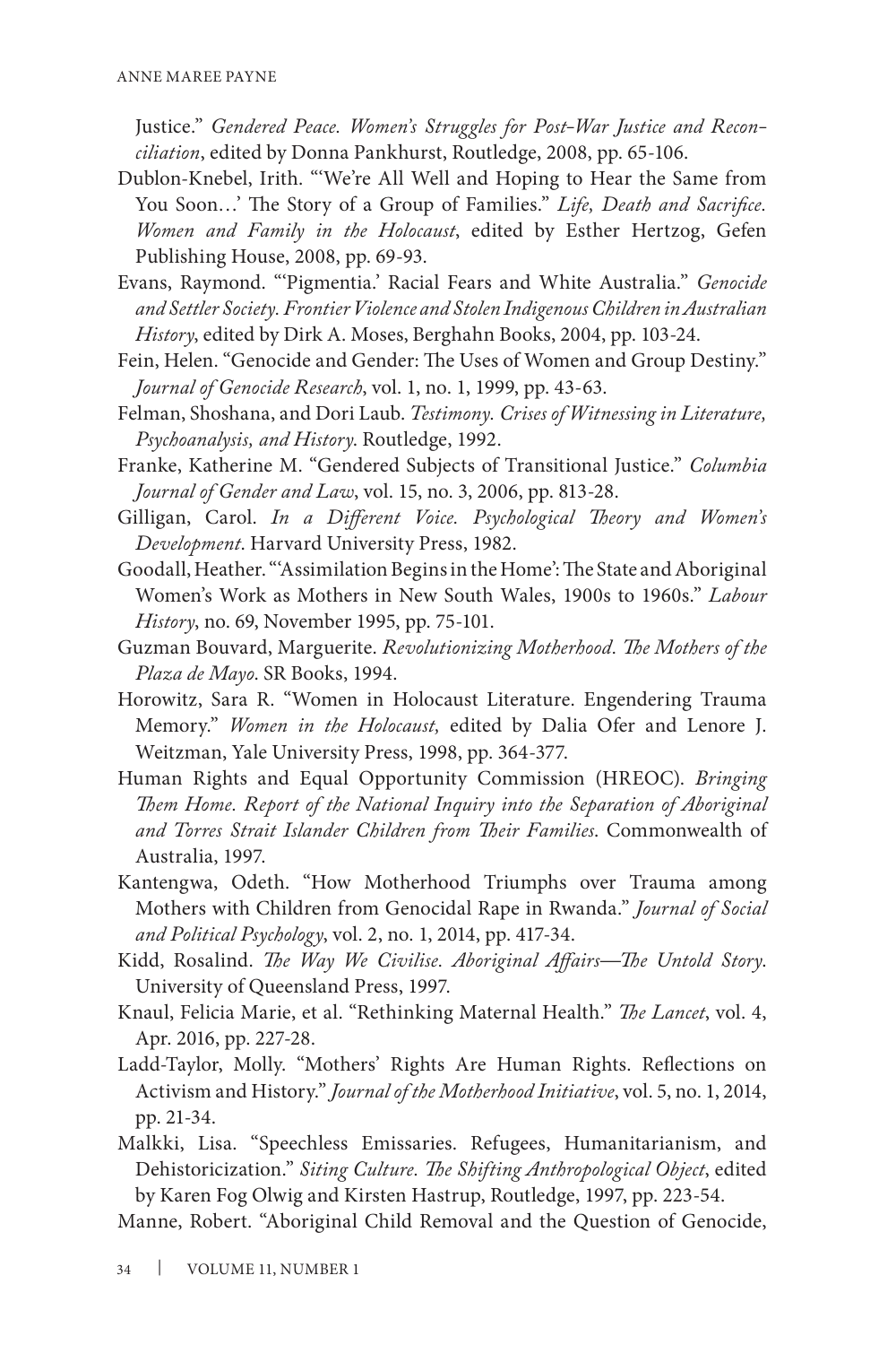Justice." *Gendered Peace. Women's Struggles for Post-War Justice and Reconciliation*, edited by Donna Pankhurst, Routledge, 2008, pp. 65-106.

Dublon-Knebel, Irith. "'We're All Well and Hoping to Hear the Same from You Soon…' The Story of a Group of Families." *Life, Death and Sacrifice. Women and Family in the Holocaust*, edited by Esther Hertzog, Gefen Publishing House, 2008, pp. 69-93.

Evans, Raymond. "'Pigmentia.' Racial Fears and White Australia." *Genocide and Settler Society. Frontier Violence and Stolen Indigenous Children in Australian History*, edited by Dirk A. Moses, Berghahn Books, 2004, pp. 103-24.

Fein, Helen. "Genocide and Gender: The Uses of Women and Group Destiny." *Journal of Genocide Research*, vol. 1, no. 1, 1999, pp. 43-63.

Felman, Shoshana, and Dori Laub. *Testimony. Crises of Witnessing in Literature, Psychoanalysis, and History*. Routledge, 1992.

Franke, Katherine M. "Gendered Subjects of Transitional Justice." *Columbia Journal of Gender and Law*, vol. 15, no. 3, 2006, pp. 813-28.

Gilligan, Carol. *In a Different Voice. Psychological Theory and Women's Development*. Harvard University Press, 1982.

Goodall, Heather. "'Assimilation Begins in the Home': The State and Aboriginal Women's Work as Mothers in New South Wales, 1900s to 1960s." *Labour History*, no. 69, November 1995, pp. 75-101.

Guzman Bouvard, Marguerite. *Revolutionizing Motherhood. The Mothers of the Plaza de Mayo*. SR Books, 1994.

Horowitz, Sara R. "Women in Holocaust Literature. Engendering Trauma Memory." *Women in the Holocaust,* edited by Dalia Ofer and Lenore J. Weitzman, Yale University Press, 1998, pp. 364-377.

Human Rights and Equal Opportunity Commission (HREOC). *Bringing Them Home. Report of the National Inquiry into the Separation of Aboriginal and Torres Strait Islander Children from Their Families*. Commonwealth of Australia, 1997.

Kantengwa, Odeth. "How Motherhood Triumphs over Trauma among Mothers with Children from Genocidal Rape in Rwanda." *Journal of Social and Political Psychology*, vol. 2, no. 1, 2014, pp. 417-34.

Kidd, Rosalind. *The Way We Civilise. Aboriginal Affairs—The Untold Story*. University of Queensland Press, 1997.

Knaul, Felicia Marie, et al. "Rethinking Maternal Health." *The Lancet*, vol. 4, Apr. 2016, pp. 227-28.

Ladd-Taylor, Molly. "Mothers' Rights Are Human Rights. Reflections on Activism and History." *Journal of the Motherhood Initiative*, vol. 5, no. 1, 2014, pp. 21-34.

Malkki, Lisa. "Speechless Emissaries. Refugees, Humanitarianism, and Dehistoricization." *Siting Culture. The Shifting Anthropological Object*, edited by Karen Fog Olwig and Kirsten Hastrup, Routledge, 1997, pp. 223-54.

Manne, Robert. "Aboriginal Child Removal and the Question of Genocide,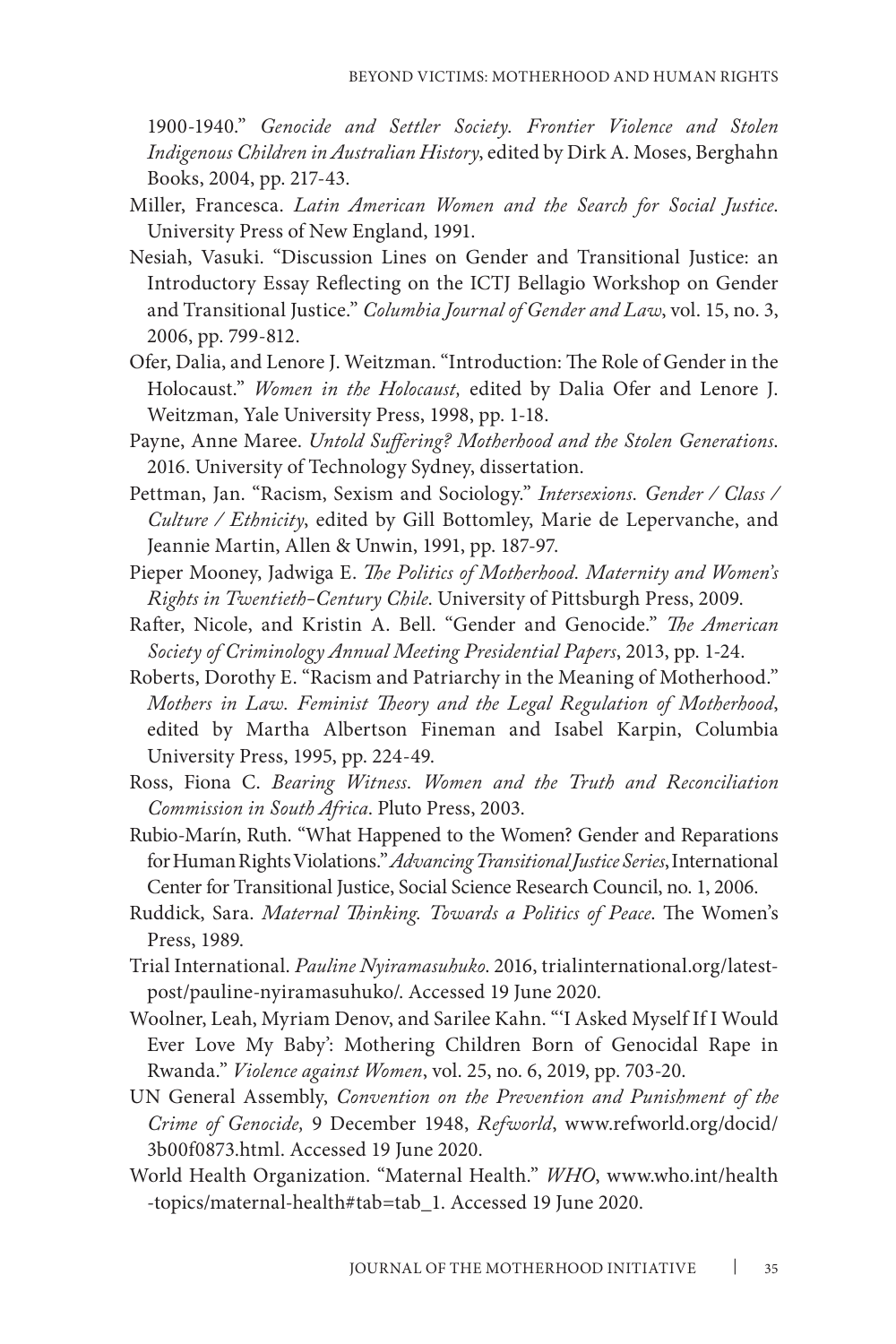1900-1940." *Genocide and Settler Society. Frontier Violence and Stolen Indigenous Children in Australian History*, edited by Dirk A. Moses, Berghahn Books, 2004, pp. 217-43.

Miller, Francesca. *Latin American Women and the Search for Social Justice*. University Press of New England, 1991.

Nesiah, Vasuki. "Discussion Lines on Gender and Transitional Justice: an Introductory Essay Reflecting on the ICTJ Bellagio Workshop on Gender and Transitional Justice." *Columbia Journal of Gender and Law*, vol. 15, no. 3, 2006, pp. 799-812.

Ofer, Dalia, and Lenore J. Weitzman. "Introduction: The Role of Gender in the Holocaust." *Women in the Holocaust*, edited by Dalia Ofer and Lenore J. Weitzman, Yale University Press, 1998, pp. 1-18.

Payne, Anne Maree. *Untold Suffering? Motherhood and the Stolen Generations*. 2016. University of Technology Sydney, dissertation.

Pettman, Jan. "Racism, Sexism and Sociology." *Intersexions. Gender / Class / Culture / Ethnicity*, edited by Gill Bottomley, Marie de Lepervanche, and Jeannie Martin, Allen & Unwin, 1991, pp. 187-97.

Pieper Mooney, Jadwiga E. *The Politics of Motherhood. Maternity and Women's Rights in Twentieth-Century Chile*. University of Pittsburgh Press, 2009.

Rafter, Nicole, and Kristin A. Bell. "Gender and Genocide." *The American Society of Criminology Annual Meeting Presidential Papers*, 2013, pp. 1-24.

Roberts, Dorothy E. "Racism and Patriarchy in the Meaning of Motherhood." *Mothers in Law. Feminist Theory and the Legal Regulation of Motherhood*, edited by Martha Albertson Fineman and Isabel Karpin, Columbia University Press, 1995, pp. 224-49.

Ross, Fiona C. *Bearing Witness. Women and the Truth and Reconciliation Commission in South Africa*. Pluto Press, 2003.

Rubio-Marín, Ruth. "What Happened to the Women? Gender and Reparations for Human Rights Violations." *Advancing Transitional Justice Series*, International Center for Transitional Justice, Social Science Research Council, no. 1, 2006.

Ruddick, Sara. *Maternal Thinking. Towards a Politics of Peace*. The Women's Press, 1989.

Trial International. *Pauline Nyiramasuhuko*. 2016, trialinternational.org/latest-post/pauline-nyiramasuhuko/. Accessed 19 June 2020.

Woolner, Leah, Myriam Denov, and Sarilee Kahn. "'I Asked Myself If I Would Ever Love My Baby': Mothering Children Born of Genocidal Rape in Rwanda." *Violence against Women*, vol. 25, no. 6, 2019, pp. 703-20.

UN General Assembly, *Convention on the Prevention and Punishment of the Crime of Genocide*, 9 December 1948, *Refworld*, www.refworld.org/docid/3b00f0873.html. Accessed 19 June 2020.

World Health Organization. "Maternal Health." *WHO*, www.who.int/health-topics/maternal-health#tab=tab_1. Accessed 19 June 2020.